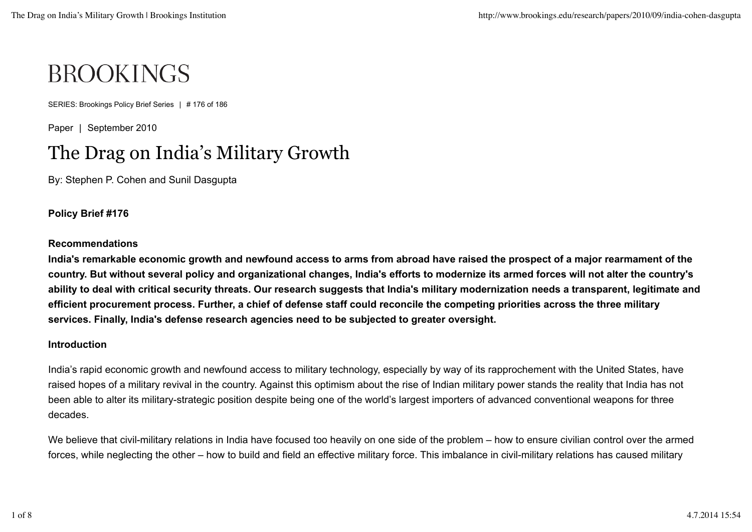BROOKINGS

SERIES: Brookings Policy Brief Series | # 176 of 186

Paper | September 2010

# The Drag on India's Military Growth

By: Stephen P. Cohen and Sunil Dasgupta

**Policy Brief #176**

**Recommendations**

**India's remarkable economic growth and newfound access to arms from abroad have raised the prospect of a major rearmament of the country. But without several policy and organizational changes, India's efforts to modernize its armed forces will not alter the country's ability to deal with critical security threats. Our research suggests that India's military modernization needs a transparent, legitimate and efficient procurement process. Further, a chief of defense staff could reconcile the competing priorities across the three military services. Finally, India's defense research agencies need to be subjected to greater oversight.**

**Introduction**

India's rapid economic growth and newfound access to military technology, especially by way of its rapprochement with the United States, have raised hopes of a military revival in the country. Against this optimism about the rise of Indian military power stands the reality that India has not been able to alter its military-strategic position despite being one of the world's largest importers of advanced conventional weapons for three decades.

We believe that civil-military relations in India have focused too heavily on one side of the problem – how to ensure civilian control over the armed forces, while neglecting the other – how to build and field an effective military force. This imbalance in civil-military relations has caused military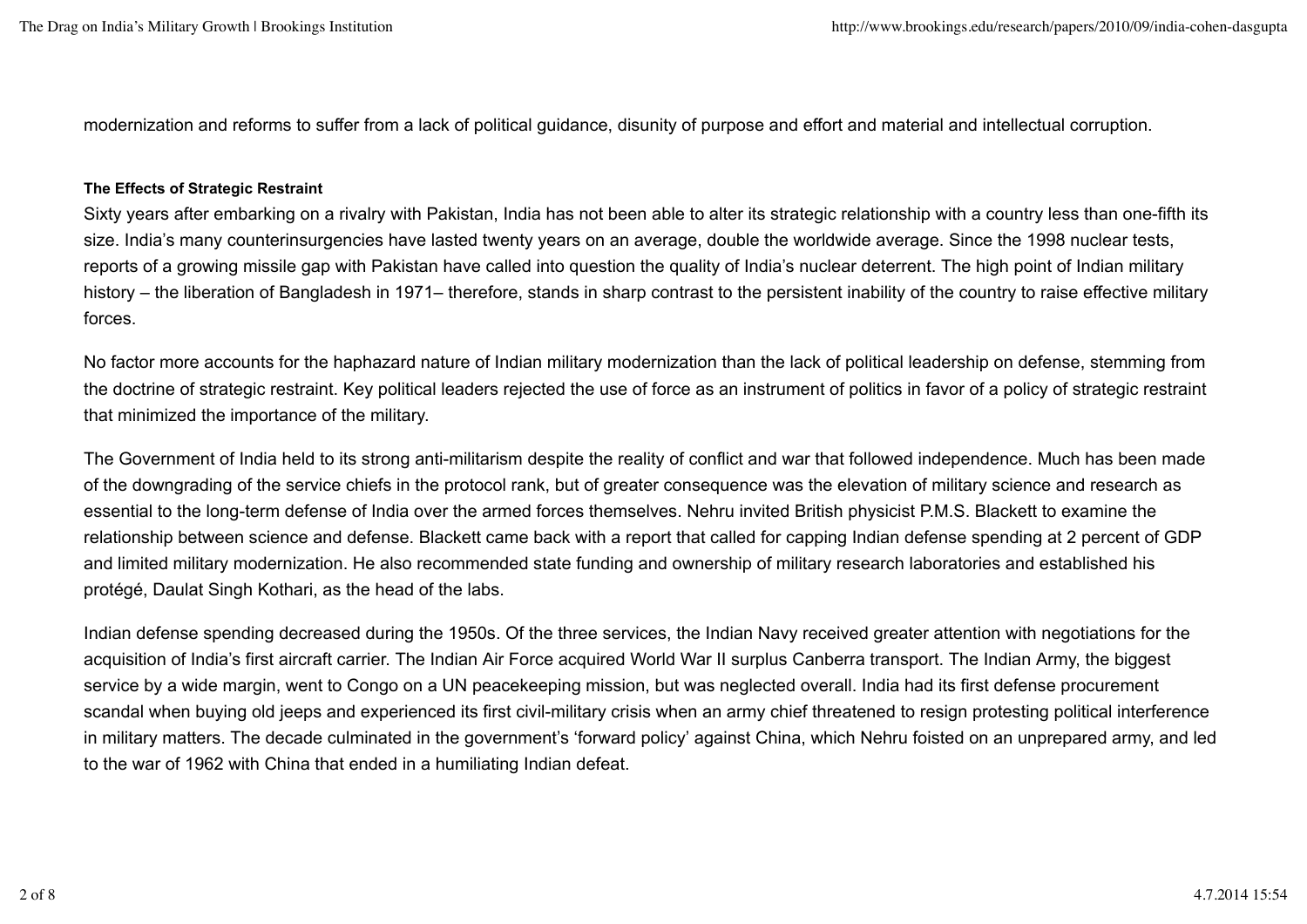modernization and reforms to suffer from a lack of political guidance, disunity of purpose and effort and material and intellectual corruption.

#### The Effects of Strategic Restraint

Sixty years after embarking on a rivalry with Pakistan, India has not been able to alter its strategic relationship with a country less than one-fifth its size. India's many counterinsurgencies have lasted twenty years on an average, double the worldwide average. Since the 1998 nuclear tests, reports of a growing missile gap with Pakistan have called into question the quality of India's nuclear deterrent. The high point of Indian military history – the liberation of Bangladesh in 1971– therefore, stands in sharp contrast to the persistent inability of the country to raise effective military forces.

No factor more accounts for the haphazard nature of Indian military modernization than the lack of political leadership on defense, stemming from the doctrine of strategic restraint. Key political leaders rejected the use of force as an instrument of politics in favor of a policy of strategic restraint that minimized the importance of the military.

The Government of India held to its strong anti-militarism despite the reality of conflict and war that followed independence. Much has been made of the downgrading of the service chiefs in the protocol rank, but of greater consequence was the elevation of military science and research as essential to the long-term defense of India over the armed forces themselves. Nehru invited British physicist P.M.S. Blackett to examine the relationship between science and defense. Blackett came back with a report that called for capping Indian defense spending at 2 percent of GDP and limited military modernization. He also recommended state funding and ownership of military research laboratories and established his protégé, Daulat Singh Kothari, as the head of the labs.

Indian defense spending decreased during the 1950s. Of the three services, the Indian Navy received greater attention with negotiations for the acquisition of India's first aircraft carrier. The Indian Air Force acquired World War II surplus Canberra transport. The Indian Army, the biggest service by a wide margin, went to Congo on a UN peacekeeping mission, but was neglected overall. India had its first defense procurement scandal when buying old jeeps and experienced its first civil-military crisis when an army chief threatened to resign protesting political interference in military matters. The decade culminated in the government's 'forward policy' against China, which Nehru foisted on an unprepared army, and led to the war of 1962 with China that ended in a humiliating Indian defeat.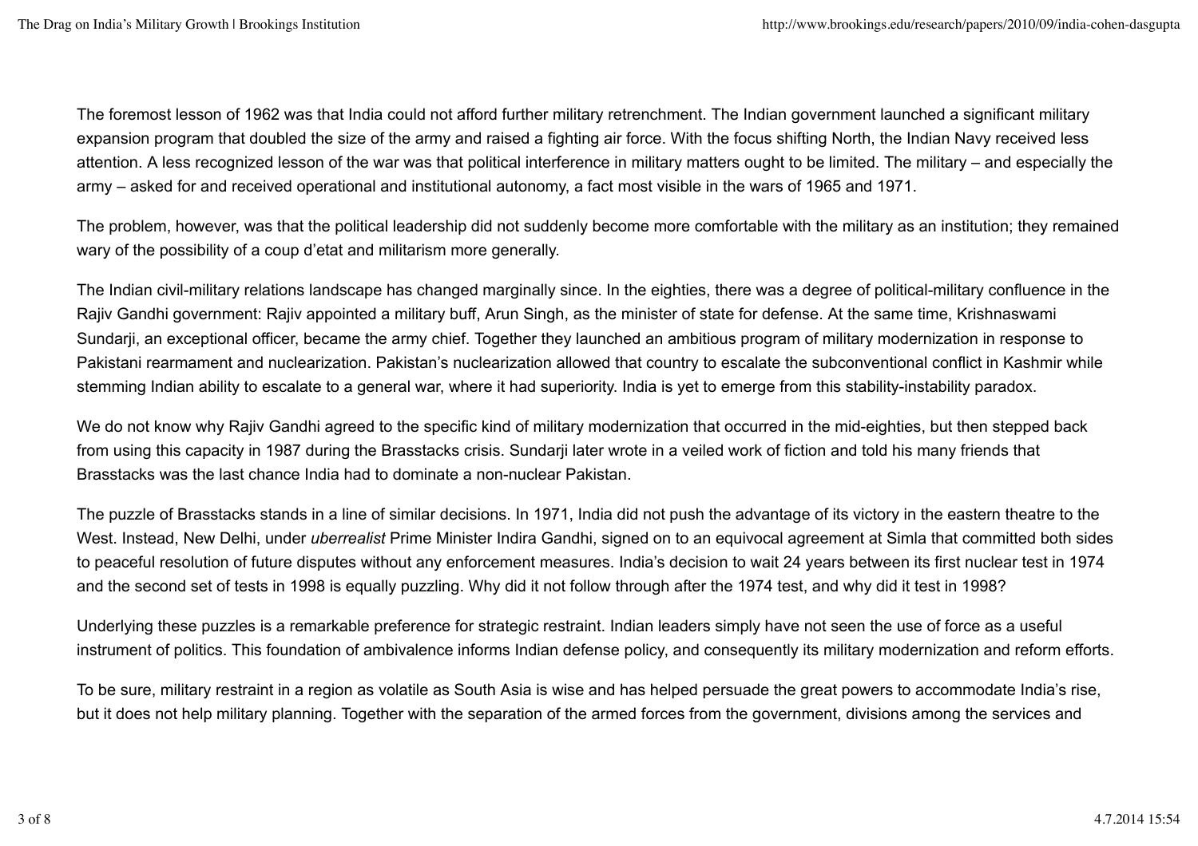The foremost lesson of 1962 was that India could not afford further military retrenchment. The Indian government launched a significant military expansion program that doubled the size of the army and raised a fighting air force. With the focus shifting North, the Indian Navy received less attention. A less recognized lesson of the war was that political interference in military matters ought to be limited. The military – and especially the army – asked for and received operational and institutional autonomy, a fact most visible in the wars of 1965 and 1971.

The problem, however, was that the political leadership did not suddenly become more comfortable with the military as an institution; they remained wary of the possibility of a coup d'etat and militarism more generally.

The Indian civil-military relations landscape has changed marginally since. In the eighties, there was a degree of political-military confluence in the Rajiv Gandhi government: Rajiv appointed a military buff, Arun Singh, as the minister of state for defense. At the same time, Krishnaswami Sundarji, an exceptional officer, became the army chief. Together they launched an ambitious program of military modernization in response to Pakistani rearmament and nuclearization. Pakistan's nuclearization allowed that country to escalate the subconventional conflict in Kashmir while stemming Indian ability to escalate to a general war, where it had superiority. India is yet to emerge from this stability-instability paradox.

We do not know why Rajiv Gandhi agreed to the specific kind of military modernization that occurred in the mid-eighties, but then stepped back from using this capacity in 1987 during the Brasstacks crisis. Sundarji later wrote in a veiled work of fiction and told his many friends that Brasstacks was the last chance India had to dominate a non-nuclear Pakistan.

The puzzle of Brasstacks stands in a line of similar decisions. In 1971, India did not push the advantage of its victory in the eastern theatre to the West. Instead, New Delhi, under *uberrealist* Prime Minister Indira Gandhi, signed on to an equivocal agreement at Simla that committed both sides to peaceful resolution of future disputes without any enforcement measures. India's decision to wait 24 years between its first nuclear test in 1974 and the second set of tests in 1998 is equally puzzling. Why did it not follow through after the 1974 test, and why did it test in 1998?

Underlying these puzzles is a remarkable preference for strategic restraint. Indian leaders simply have not seen the use of force as a useful instrument of politics. This foundation of ambivalence informs Indian defense policy, and consequently its military modernization and reform efforts.

To be sure, military restraint in a region as volatile as South Asia is wise and has helped persuade the great powers to accommodate India's rise, but it does not help military planning. Together with the separation of the armed forces from the government, divisions among the services and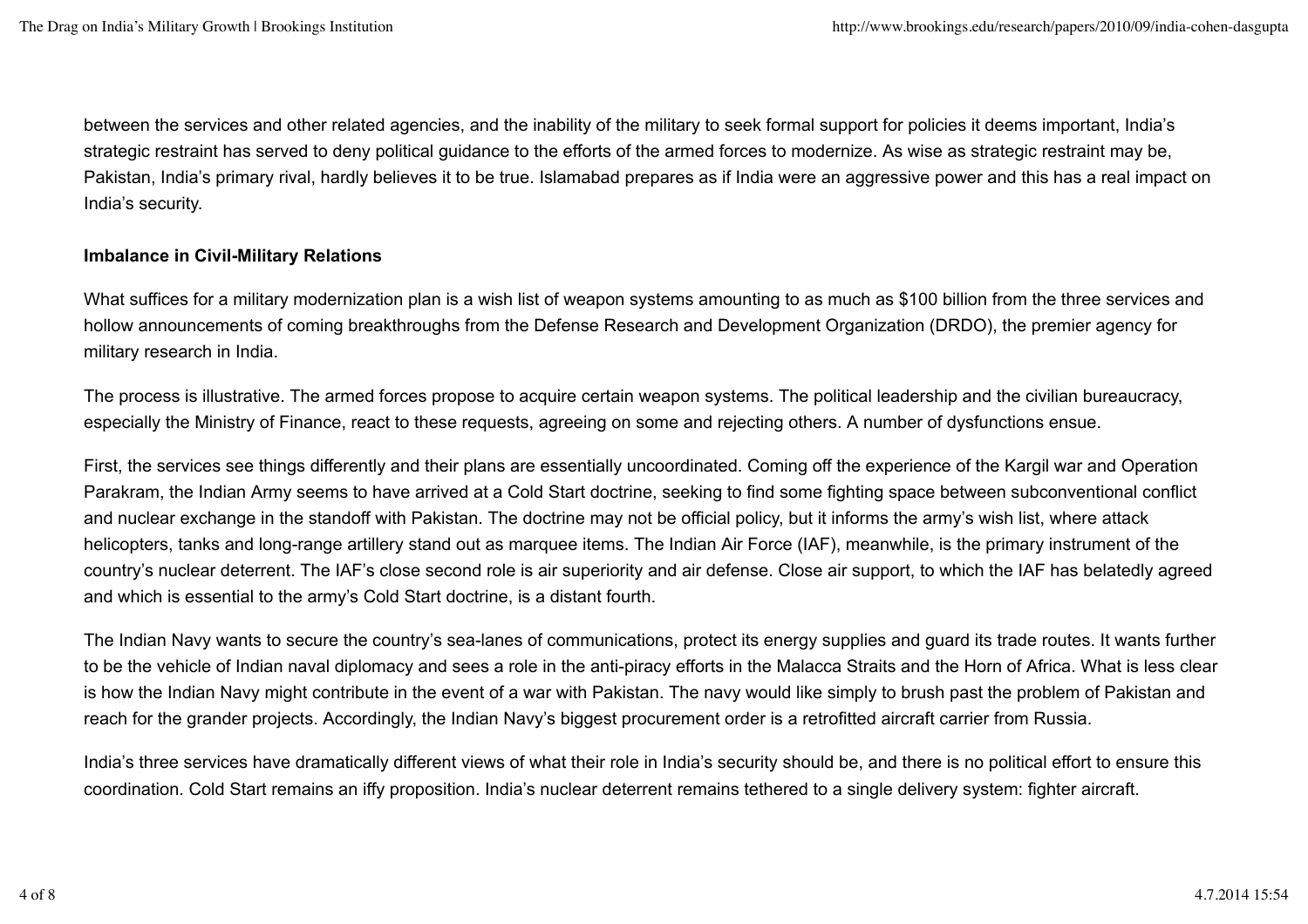between the services and other related agencies, and the inability of the military to seek formal support for policies it deems important, India's strategic restraint has served to deny political guidance to the efforts of the armed forces to modernize. As wise as strategic restraint may be, Pakistan, India's primary rival, hardly believes it to be true. Islamabad prepares as if India were an aggressive power and this has a real impact on India's security.

**Imbalance in Civil-Military Relations**

What suffices for a military modernization plan is a wish list of weapon systems amounting to as much as $100 billion from the three services and hollow announcements of coming breakthroughs from the Defense Research and Development Organization (DRDO), the premier agency for military research in India.

The process is illustrative. The armed forces propose to acquire certain weapon systems. The political leadership and the civilian bureaucracy, especially the Ministry of Finance, react to these requests, agreeing on some and rejecting others. A number of dysfunctions ensue.

First, the services see things differently and their plans are essentially uncoordinated. Coming off the experience of the Kargil war and Operation Parakram, the Indian Army seems to have arrived at a Cold Start doctrine, seeking to find some fighting space between subconventional conflict and nuclear exchange in the standoff with Pakistan. The doctrine may not be official policy, but it informs the army's wish list, where attack helicopters, tanks and long-range artillery stand out as marquee items. The Indian Air Force (IAF), meanwhile, is the primary instrument of the country's nuclear deterrent. The IAF's close second role is air superiority and air defense. Close air support, to which the IAF has belatedly agreed and which is essential to the army's Cold Start doctrine, is a distant fourth.

The Indian Navy wants to secure the country's sea-lanes of communications, protect its energy supplies and guard its trade routes. It wants further to be the vehicle of Indian naval diplomacy and sees a role in the anti-piracy efforts in the Malacca Straits and the Horn of Africa. What is less clear is how the Indian Navy might contribute in the event of a war with Pakistan. The navy would like simply to brush past the problem of Pakistan and reach for the grander projects. Accordingly, the Indian Navy's biggest procurement order is a retrofitted aircraft carrier from Russia.

India's three services have dramatically different views of what their role in India's security should be, and there is no political effort to ensure this coordination. Cold Start remains an iffy proposition. India's nuclear deterrent remains tethered to a single delivery system: fighter aircraft.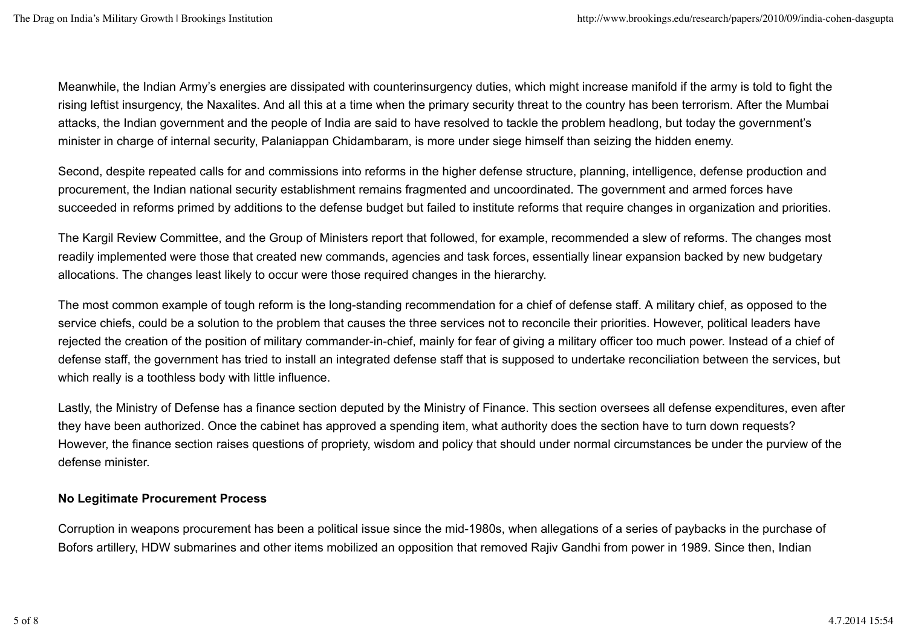Meanwhile, the Indian Army's energies are dissipated with counterinsurgency duties, which might increase manifold if the army is told to fight the rising leftist insurgency, the Naxalites. And all this at a time when the primary security threat to the country has been terrorism. After the Mumbai attacks, the Indian government and the people of India are said to have resolved to tackle the problem headlong, but today the government's minister in charge of internal security, Palaniappan Chidambaram, is more under siege himself than seizing the hidden enemy.

Second, despite repeated calls for and commissions into reforms in the higher defense structure, planning, intelligence, defense production and procurement, the Indian national security establishment remains fragmented and uncoordinated. The government and armed forces have succeeded in reforms primed by additions to the defense budget but failed to institute reforms that require changes in organization and priorities.

The Kargil Review Committee, and the Group of Ministers report that followed, for example, recommended a slew of reforms. The changes most readily implemented were those that created new commands, agencies and task forces, essentially linear expansion backed by new budgetary allocations. The changes least likely to occur were those required changes in the hierarchy.

The most common example of tough reform is the long-standing recommendation for a chief of defense staff. A military chief, as opposed to the service chiefs, could be a solution to the problem that causes the three services not to reconcile their priorities. However, political leaders have rejected the creation of the position of military commander-in-chief, mainly for fear of giving a military officer too much power. Instead of a chief of defense staff, the government has tried to install an integrated defense staff that is supposed to undertake reconciliation between the services, but which really is a toothless body with little influence.

Lastly, the Ministry of Defense has a finance section deputed by the Ministry of Finance. This section oversees all defense expenditures, even after they have been authorized. Once the cabinet has approved a spending item, what authority does the section have to turn down requests? However, the finance section raises questions of propriety, wisdom and policy that should under normal circumstances be under the purview of the defense minister.

**No Legitimate Procurement Process**

Corruption in weapons procurement has been a political issue since the mid-1980s, when allegations of a series of paybacks in the purchase of Bofors artillery, HDW submarines and other items mobilized an opposition that removed Rajiv Gandhi from power in 1989. Since then, Indian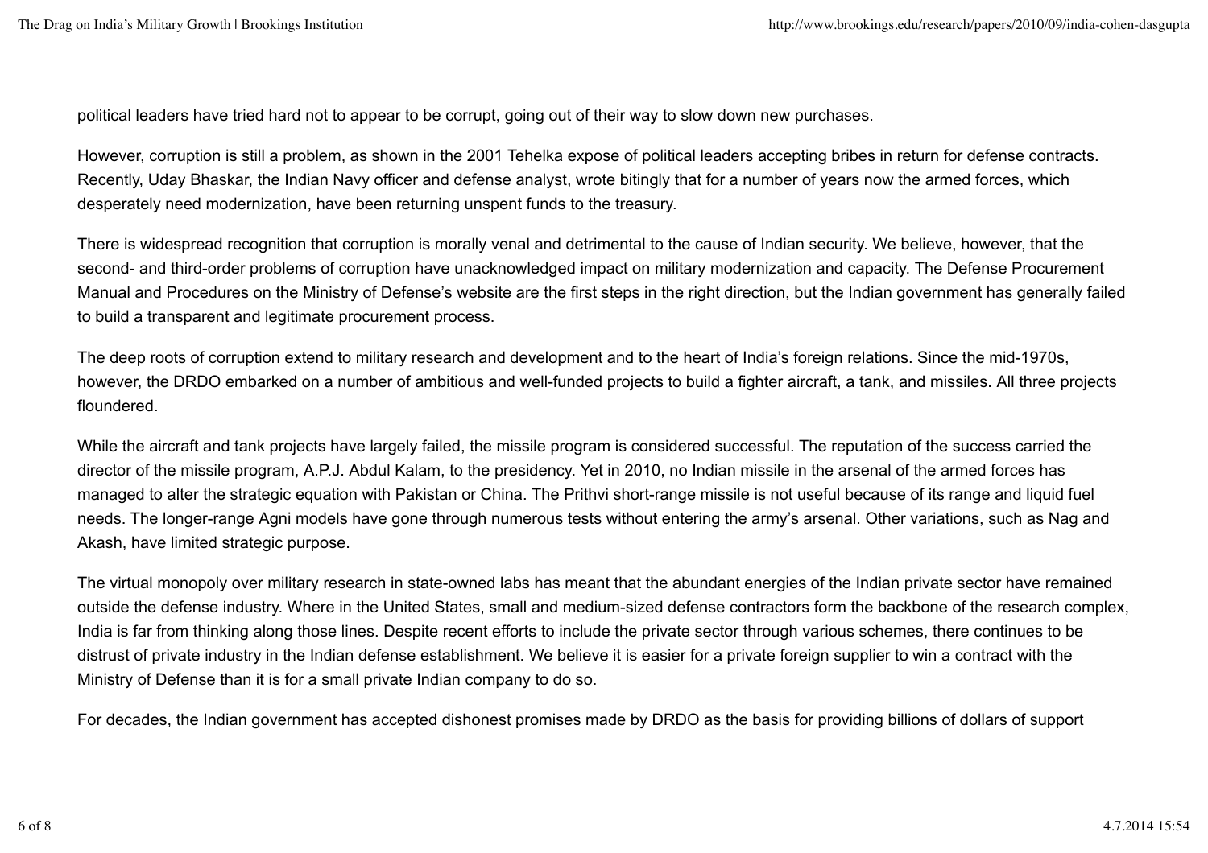political leaders have tried hard not to appear to be corrupt, going out of their way to slow down new purchases.

However, corruption is still a problem, as shown in the 2001 Tehelka expose of political leaders accepting bribes in return for defense contracts. Recently, Uday Bhaskar, the Indian Navy officer and defense analyst, wrote bitingly that for a number of years now the armed forces, which desperately need modernization, have been returning unspent funds to the treasury.

There is widespread recognition that corruption is morally venal and detrimental to the cause of Indian security. We believe, however, that the second- and third-order problems of corruption have unacknowledged impact on military modernization and capacity. The Defense Procurement Manual and Procedures on the Ministry of Defense's website are the first steps in the right direction, but the Indian government has generally failed to build a transparent and legitimate procurement process.

The deep roots of corruption extend to military research and development and to the heart of India's foreign relations. Since the mid-1970s, however, the DRDO embarked on a number of ambitious and well-funded projects to build a fighter aircraft, a tank, and missiles. All three projects floundered.

While the aircraft and tank projects have largely failed, the missile program is considered successful. The reputation of the success carried the director of the missile program, A.P.J. Abdul Kalam, to the presidency. Yet in 2010, no Indian missile in the arsenal of the armed forces has managed to alter the strategic equation with Pakistan or China. The Prithvi short-range missile is not useful because of its range and liquid fuel needs. The longer-range Agni models have gone through numerous tests without entering the army's arsenal. Other variations, such as Nag and Akash, have limited strategic purpose.

The virtual monopoly over military research in state-owned labs has meant that the abundant energies of the Indian private sector have remained outside the defense industry. Where in the United States, small and medium-sized defense contractors form the backbone of the research complex, India is far from thinking along those lines. Despite recent efforts to include the private sector through various schemes, there continues to be distrust of private industry in the Indian defense establishment. We believe it is easier for a private foreign supplier to win a contract with the Ministry of Defense than it is for a small private Indian company to do so.

For decades, the Indian government has accepted dishonest promises made by DRDO as the basis for providing billions of dollars of support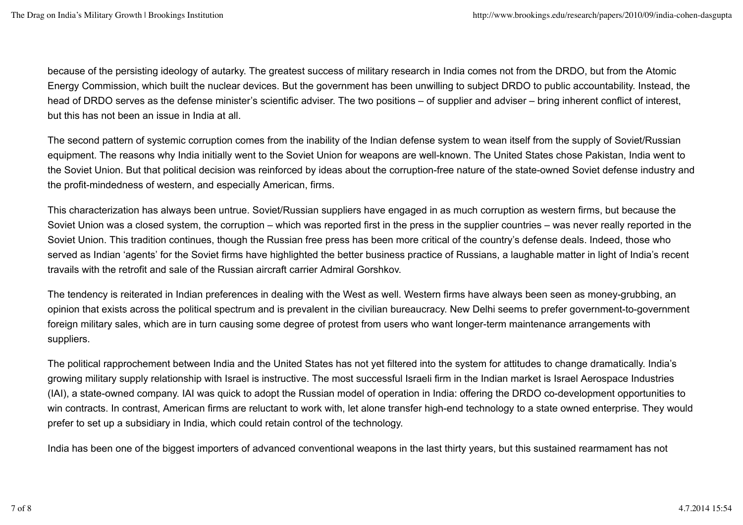because of the persisting ideology of autarky. The greatest success of military research in India comes not from the DRDO, but from the Atomic Energy Commission, which built the nuclear devices. But the government has been unwilling to subject DRDO to public accountability. Instead, the head of DRDO serves as the defense minister's scientific adviser. The two positions – of supplier and adviser – bring inherent conflict of interest, but this has not been an issue in India at all.

The second pattern of systemic corruption comes from the inability of the Indian defense system to wean itself from the supply of Soviet/Russian equipment. The reasons why India initially went to the Soviet Union for weapons are well-known. The United States chose Pakistan, India went to the Soviet Union. But that political decision was reinforced by ideas about the corruption-free nature of the state-owned Soviet defense industry and the profit-mindedness of western, and especially American, firms.

This characterization has always been untrue. Soviet/Russian suppliers have engaged in as much corruption as western firms, but because the Soviet Union was a closed system, the corruption – which was reported first in the press in the supplier countries – was never really reported in the Soviet Union. This tradition continues, though the Russian free press has been more critical of the country's defense deals. Indeed, those who served as Indian 'agents' for the Soviet firms have highlighted the better business practice of Russians, a laughable matter in light of India's recent travails with the retrofit and sale of the Russian aircraft carrier Admiral Gorshkov.

The tendency is reiterated in Indian preferences in dealing with the West as well. Western firms have always been seen as money-grubbing, an opinion that exists across the political spectrum and is prevalent in the civilian bureaucracy. New Delhi seems to prefer government-to-government foreign military sales, which are in turn causing some degree of protest from users who want longer-term maintenance arrangements with suppliers.

The political rapprochement between India and the United States has not yet filtered into the system for attitudes to change dramatically. India's growing military supply relationship with Israel is instructive. The most successful Israeli firm in the Indian market is Israel Aerospace Industries (IAI), a state-owned company. IAI was quick to adopt the Russian model of operation in India: offering the DRDO co-development opportunities to win contracts. In contrast, American firms are reluctant to work with, let alone transfer high-end technology to a state owned enterprise. They would prefer to set up a subsidiary in India, which could retain control of the technology.

India has been one of the biggest importers of advanced conventional weapons in the last thirty years, but this sustained rearmament has not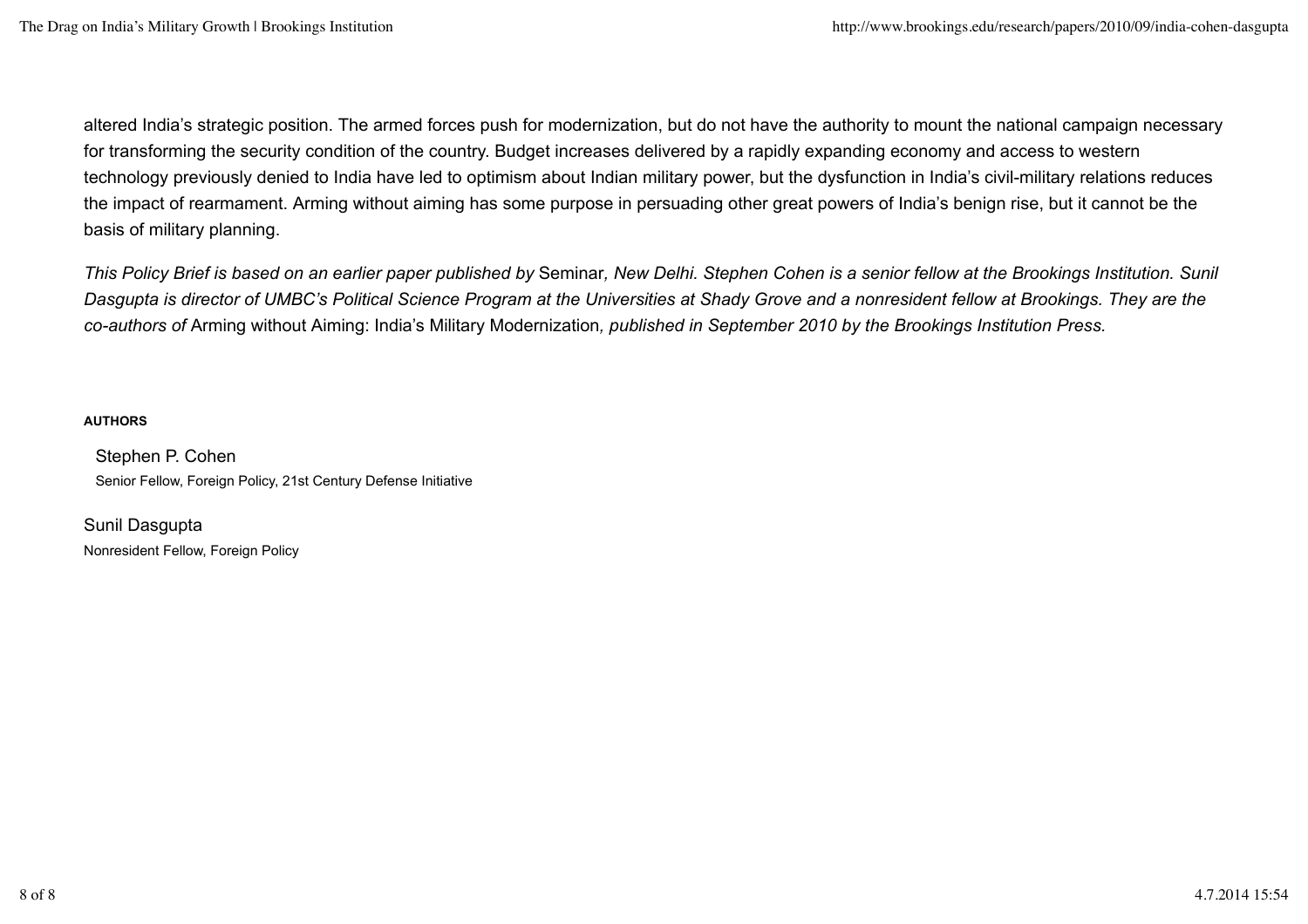altered India's strategic position. The armed forces push for modernization, but do not have the authority to mount the national campaign necessary for transforming the security condition of the country. Budget increases delivered by a rapidly expanding economy and access to western technology previously denied to India have led to optimism about Indian military power, but the dysfunction in India's civil-military relations reduces the impact of rearmament. Arming without aiming has some purpose in persuading other great powers of India's benign rise, but it cannot be the basis of military planning.

*This Policy Brief is based on an earlier paper published by* Seminar*, New Delhi. Stephen Cohen is a senior fellow at the Brookings Institution. Sunil Dasgupta is director of UMBC's Political Science Program at the Universities at Shady Grove and a nonresident fellow at Brookings. They are the co-authors of* Arming without Aiming: India's Military Modernization*, published in September 2010 by the Brookings Institution Press.*

**AUTHORS**

Stephen P. Cohen
Senior Fellow, Foreign Policy, 21st Century Defense Initiative

Sunil Dasgupta
Nonresident Fellow, Foreign Policy